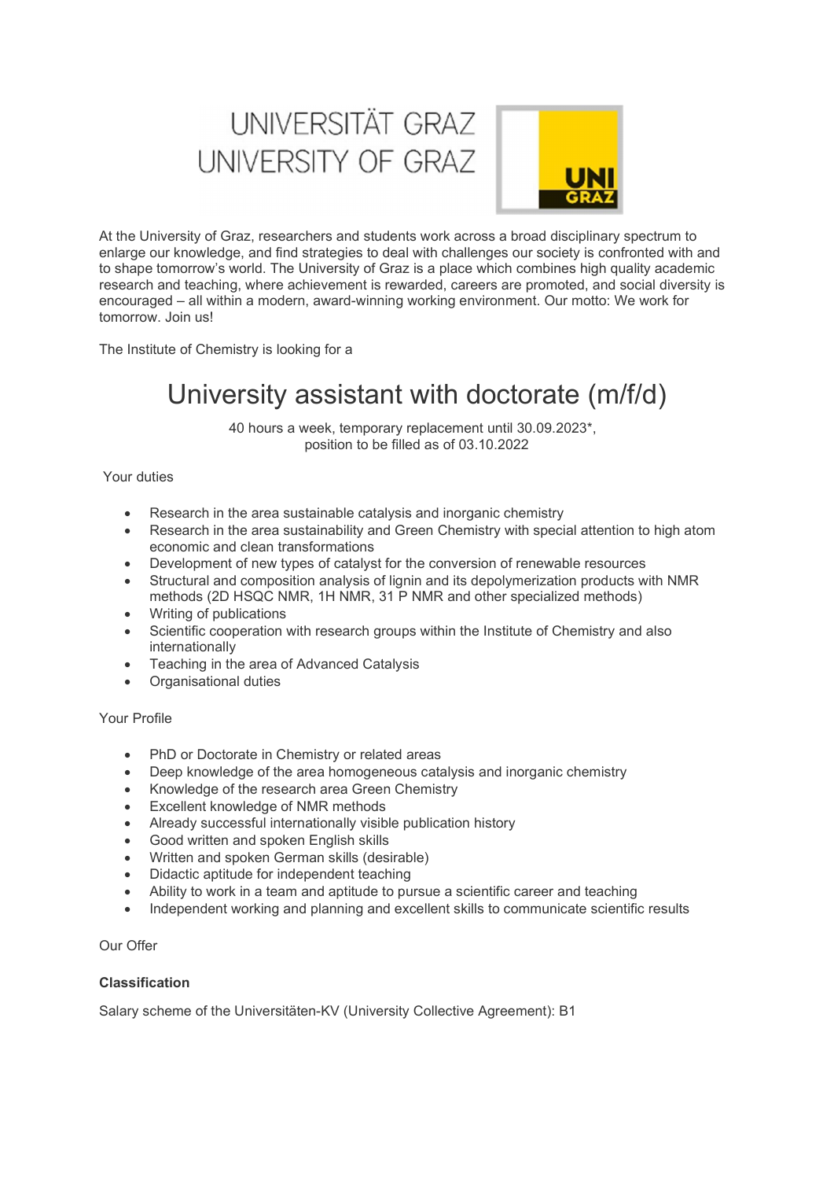UNIVERSITÄT GRAZ
UNIVERSITY OF GRAZ

At the University of Graz, researchers and students work across a broad disciplinary spectrum to enlarge our knowledge, and find strategies to deal with challenges our society is confronted with and to shape tomorrow's world. The University of Graz is a place which combines high quality academic research and teaching, where achievement is rewarded, careers are promoted, and social diversity is encouraged – all within a modern, award-winning working environment. Our motto: We work for tomorrow. Join us!

The Institute of Chemistry is looking for a

# University assistant with doctorate (m/f/d)

40 hours a week, temporary replacement until 30.09.2023*,
position to be filled as of 03.10.2022

Your duties

- Research in the area sustainable catalysis and inorganic chemistry
- Research in the area sustainability and Green Chemistry with special attention to high atom economic and clean transformations
- Development of new types of catalyst for the conversion of renewable resources
- Structural and composition analysis of lignin and its depolymerization products with NMR methods (2D HSQC NMR, 1H NMR, 31 P NMR and other specialized methods)
- Writing of publications
- Scientific cooperation with research groups within the Institute of Chemistry and also internationally
- Teaching in the area of Advanced Catalysis
- Organisational duties

Your Profile

- PhD or Doctorate in Chemistry or related areas
- Deep knowledge of the area homogeneous catalysis and inorganic chemistry
- Knowledge of the research area Green Chemistry
- Excellent knowledge of NMR methods
- Already successful internationally visible publication history
- Good written and spoken English skills
- Written and spoken German skills (desirable)
- Didactic aptitude for independent teaching
- Ability to work in a team and aptitude to pursue a scientific career and teaching
- Independent working and planning and excellent skills to communicate scientific results

Our Offer

**Classification**

Salary scheme of the Universitäten-KV (University Collective Agreement): B1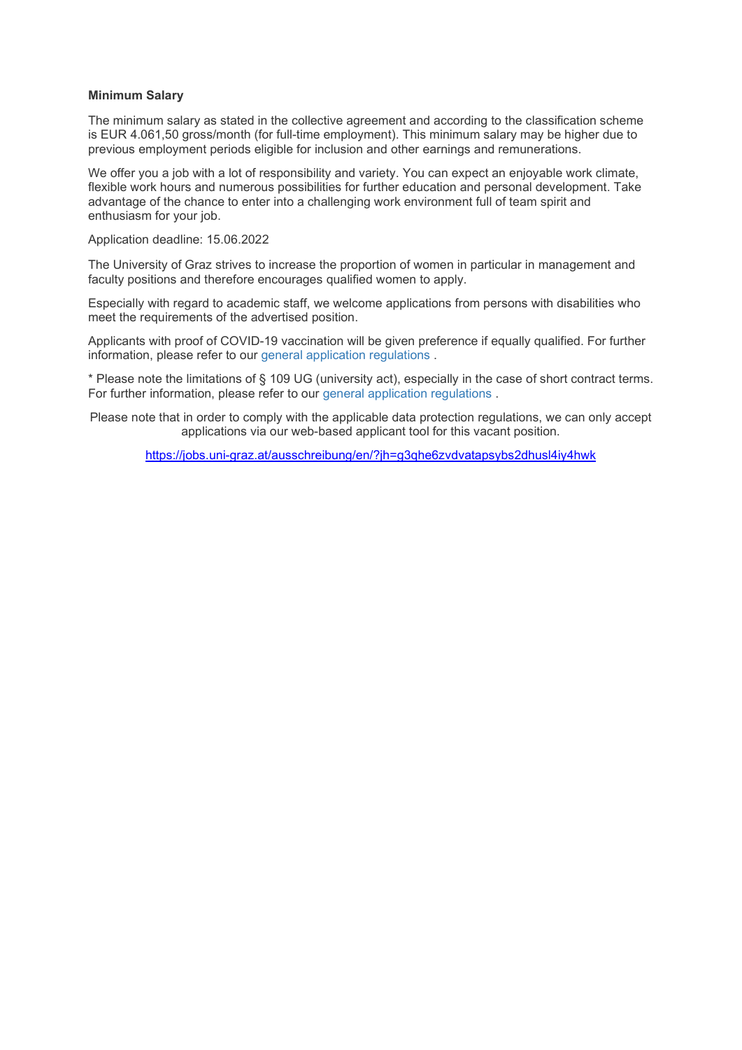**Minimum Salary**

The minimum salary as stated in the collective agreement and according to the classification scheme is EUR 4.061,50 gross/month (for full-time employment). This minimum salary may be higher due to previous employment periods eligible for inclusion and other earnings and remunerations.

We offer you a job with a lot of responsibility and variety. You can expect an enjoyable work climate, flexible work hours and numerous possibilities for further education and personal development. Take advantage of the chance to enter into a challenging work environment full of team spirit and enthusiasm for your job.

Application deadline: 15.06.2022

The University of Graz strives to increase the proportion of women in particular in management and faculty positions and therefore encourages qualified women to apply.

Especially with regard to academic staff, we welcome applications from persons with disabilities who meet the requirements of the advertised position.

Applicants with proof of COVID-19 vaccination will be given preference if equally qualified. For further information, please refer to our general application regulations .

* Please note the limitations of § 109 UG (university act), especially in the case of short contract terms. For further information, please refer to our general application regulations .

Please note that in order to comply with the applicable data protection regulations, we can only accept applications via our web-based applicant tool for this vacant position.

https://jobs.uni-graz.at/ausschreibung/en/?jh=g3qhe6zvdvatapsybs2dhusl4iy4hwk